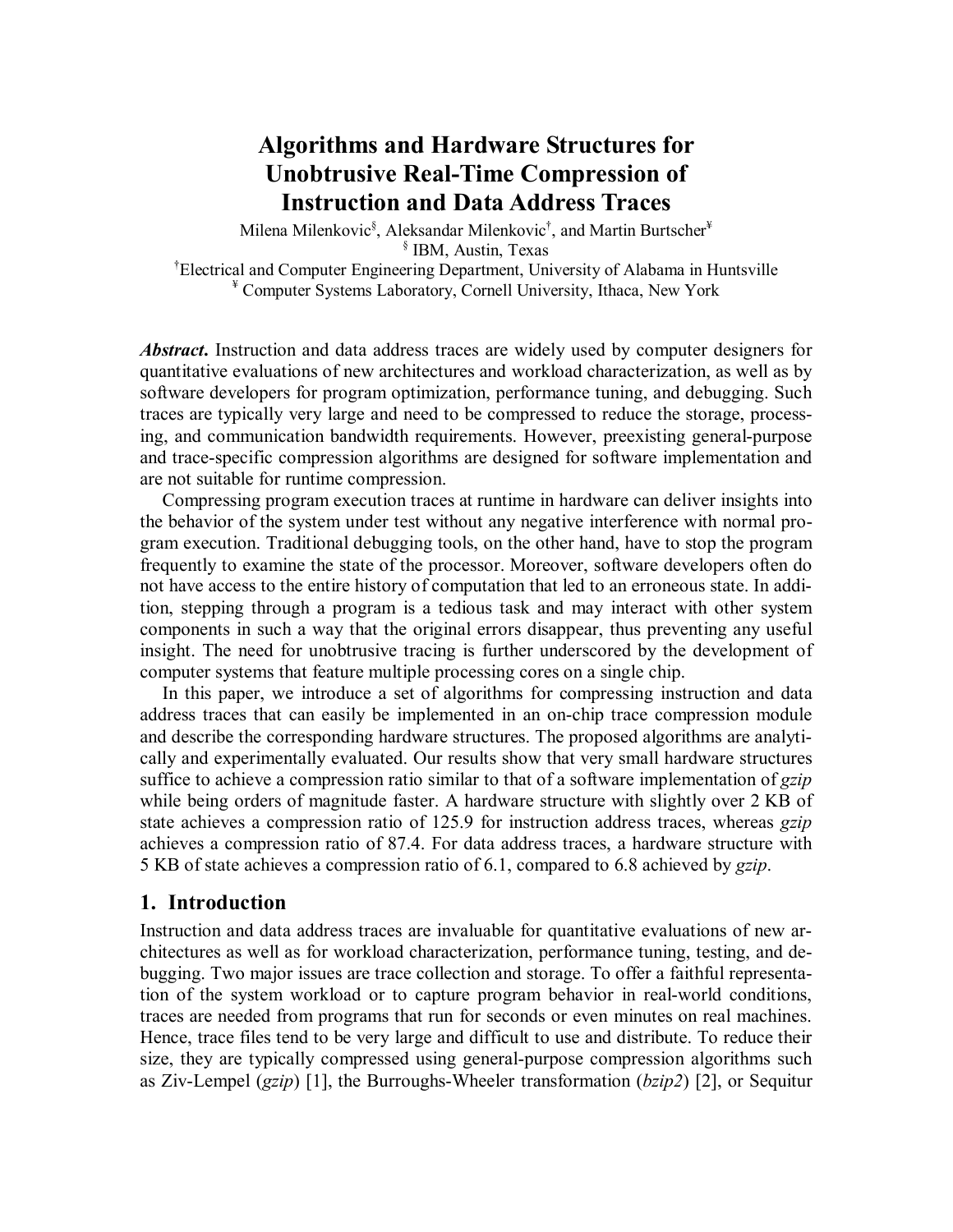# Algorithms and Hardware Structures for Unobtrusive Real-Time Compression of Instruction and Data Address Traces

Milena Milenkovic[§], Aleksandar Milenkovic[†], and Martin Burtscher[¥]

[§] IBM, Austin, Texas

[†] Electrical and Computer Engineering Department, University of Alabama in Huntsville

[¥] Computer Systems Laboratory, Cornell University, Ithaca, New York

***Abstract.*** Instruction and data address traces are widely used by computer designers for quantitative evaluations of new architectures and workload characterization, as well as by software developers for program optimization, performance tuning, and debugging. Such traces are typically very large and need to be compressed to reduce the storage, processing, and communication bandwidth requirements. However, preexisting general-purpose and trace-specific compression algorithms are designed for software implementation and are not suitable for runtime compression.

Compressing program execution traces at runtime in hardware can deliver insights into the behavior of the system under test without any negative interference with normal program execution. Traditional debugging tools, on the other hand, have to stop the program frequently to examine the state of the processor. Moreover, software developers often do not have access to the entire history of computation that led to an erroneous state. In addition, stepping through a program is a tedious task and may interact with other system components in such a way that the original errors disappear, thus preventing any useful insight. The need for unobtrusive tracing is further underscored by the development of computer systems that feature multiple processing cores on a single chip.

In this paper, we introduce a set of algorithms for compressing instruction and data address traces that can easily be implemented in an on-chip trace compression module and describe the corresponding hardware structures. The proposed algorithms are analytically and experimentally evaluated. Our results show that very small hardware structures suffice to achieve a compression ratio similar to that of a software implementation of *gzip* while being orders of magnitude faster. A hardware structure with slightly over 2 KB of state achieves a compression ratio of 125.9 for instruction address traces, whereas *gzip* achieves a compression ratio of 87.4. For data address traces, a hardware structure with 5 KB of state achieves a compression ratio of 6.1, compared to 6.8 achieved by *gzip*.

## 1. Introduction

Instruction and data address traces are invaluable for quantitative evaluations of new architectures as well as for workload characterization, performance tuning, testing, and debugging. Two major issues are trace collection and storage. To offer a faithful representation of the system workload or to capture program behavior in real-world conditions, traces are needed from programs that run for seconds or even minutes on real machines. Hence, trace files tend to be very large and difficult to use and distribute. To reduce their size, they are typically compressed using general-purpose compression algorithms such as Ziv-Lempel (*gzip*) [1], the Burroughs-Wheeler transformation (*bzip2*) [2], or Sequitur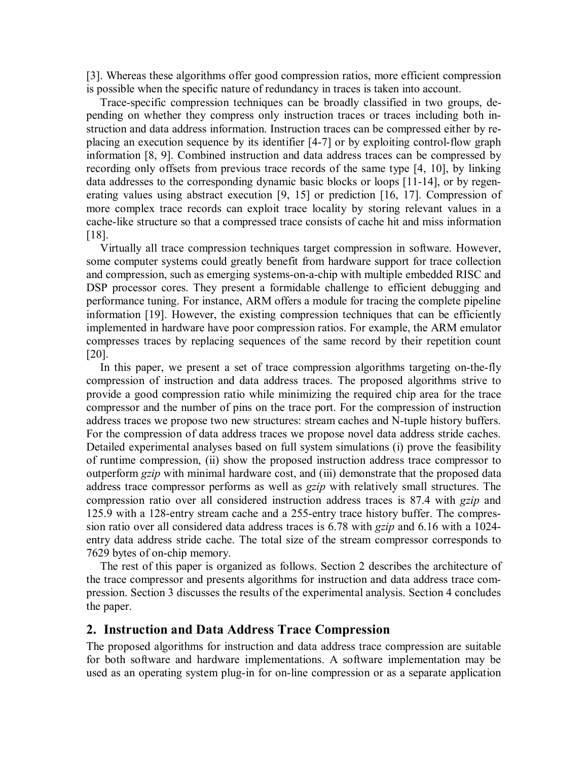[3]. Whereas these algorithms offer good compression ratios, more efficient compression is possible when the specific nature of redundancy in traces is taken into account.

Trace-specific compression techniques can be broadly classified in two groups, depending on whether they compress only instruction traces or traces including both instruction and data address information. Instruction traces can be compressed either by replacing an execution sequence by its identifier [4-7] or by exploiting control-flow graph information [8, 9]. Combined instruction and data address traces can be compressed by recording only offsets from previous trace records of the same type [4, 10], by linking data addresses to the corresponding dynamic basic blocks or loops [11-14], or by regenerating values using abstract execution [9, 15] or prediction [16, 17]. Compression of more complex trace records can exploit trace locality by storing relevant values in a cache-like structure so that a compressed trace consists of cache hit and miss information [18].

Virtually all trace compression techniques target compression in software. However, some computer systems could greatly benefit from hardware support for trace collection and compression, such as emerging systems-on-a-chip with multiple embedded RISC and DSP processor cores. They present a formidable challenge to efficient debugging and performance tuning. For instance, ARM offers a module for tracing the complete pipeline information [19]. However, the existing compression techniques that can be efficiently implemented in hardware have poor compression ratios. For example, the ARM emulator compresses traces by replacing sequences of the same record by their repetition count [20].

In this paper, we present a set of trace compression algorithms targeting on-the-fly compression of instruction and data address traces. The proposed algorithms strive to provide a good compression ratio while minimizing the required chip area for the trace compressor and the number of pins on the trace port. For the compression of instruction address traces we propose two new structures: stream caches and N-tuple history buffers. For the compression of data address traces we propose novel data address stride caches. Detailed experimental analyses based on full system simulations (i) prove the feasibility of runtime compression, (ii) show the proposed instruction address trace compressor to outperform *gzip* with minimal hardware cost, and (iii) demonstrate that the proposed data address trace compressor performs as well as *gzip* with relatively small structures. The compression ratio over all considered instruction address traces is 87.4 with *gzip* and 125.9 with a 128-entry stream cache and a 255-entry trace history buffer. The compression ratio over all considered data address traces is 6.78 with *gzip* and 6.16 with a 1024-entry data address stride cache. The total size of the stream compressor corresponds to 7629 bytes of on-chip memory.

The rest of this paper is organized as follows. Section 2 describes the architecture of the trace compressor and presents algorithms for instruction and data address trace compression. Section 3 discusses the results of the experimental analysis. Section 4 concludes the paper.

## 2. Instruction and Data Address Trace Compression

The proposed algorithms for instruction and data address trace compression are suitable for both software and hardware implementations. A software implementation may be used as an operating system plug-in for on-line compression or as a separate application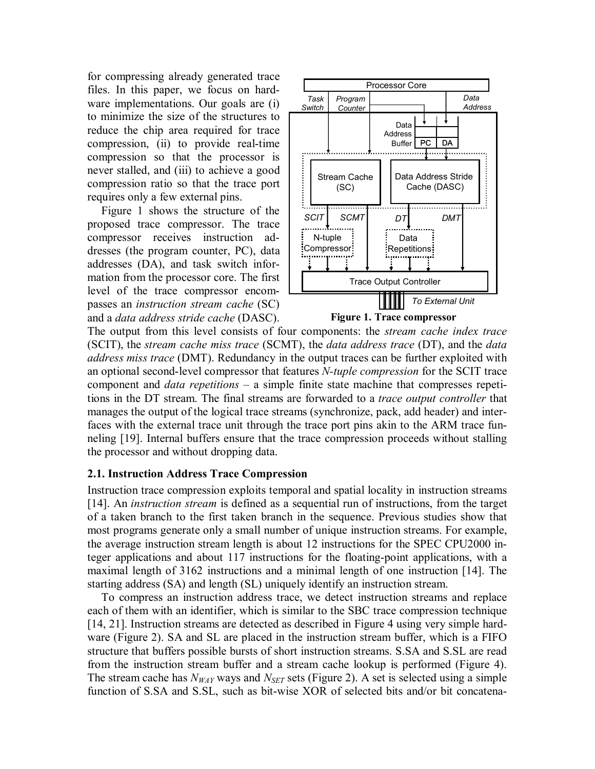for compressing already generated trace files. In this paper, we focus on hardware implementations. Our goals are (i) to minimize the size of the structures to reduce the chip area required for trace compression, (ii) to provide real-time compression so that the processor is never stalled, and (iii) to achieve a good compression ratio so that the trace port requires only a few external pins.

Figure 1 shows the structure of the proposed trace compressor. The trace compressor receives instruction addresses (the program counter, PC), data addresses (DA), and task switch information from the processor core. The first level of the trace compressor encompasses an *instruction stream cache* (SC) and a *data address stride cache* (DASC). The output from this level consists of four components: the *stream cache index trace* (SCIT), the *stream cache miss trace* (SCMT), the *data address trace* (DT), and the *data address miss trace* (DMT). Redundancy in the output traces can be further exploited with an optional second-level compressor that features *N-tuple compression* for the SCIT trace component and *data repetitions* – a simple finite state machine that compresses repetitions in the DT stream. The final streams are forwarded to a *trace output controller* that manages the output of the logical trace streams (synchronize, pack, add header) and interfaces with the external trace unit through the trace port pins akin to the ARM trace funneling [19]. Internal buffers ensure that the trace compression proceeds without stalling the processor and without dropping data.

**Figure 1. Trace compressor**

### 2.1. Instruction Address Trace Compression

Instruction trace compression exploits temporal and spatial locality in instruction streams [14]. An *instruction stream* is defined as a sequential run of instructions, from the target of a taken branch to the first taken branch in the sequence. Previous studies show that most programs generate only a small number of unique instruction streams. For example, the average instruction stream length is about 12 instructions for the SPEC CPU2000 integer applications and about 117 instructions for the floating-point applications, with a maximal length of 3162 instructions and a minimal length of one instruction [14]. The starting address (SA) and length (SL) uniquely identify an instruction stream.

To compress an instruction address trace, we detect instruction streams and replace each of them with an identifier, which is similar to the SBC trace compression technique [14, 21]. Instruction streams are detected as described in Figure 4 using very simple hardware (Figure 2). SA and SL are placed in the instruction stream buffer, which is a FIFO structure that buffers possible bursts of short instruction streams. S.SA and S.SL are read from the instruction stream buffer and a stream cache lookup is performed (Figure 4). The stream cache has $N_{WAY}$ ways and $N_{SET}$ sets (Figure 2). A set is selected using a simple function of S.SA and S.SL, such as bit-wise XOR of selected bits and/or bit concatena-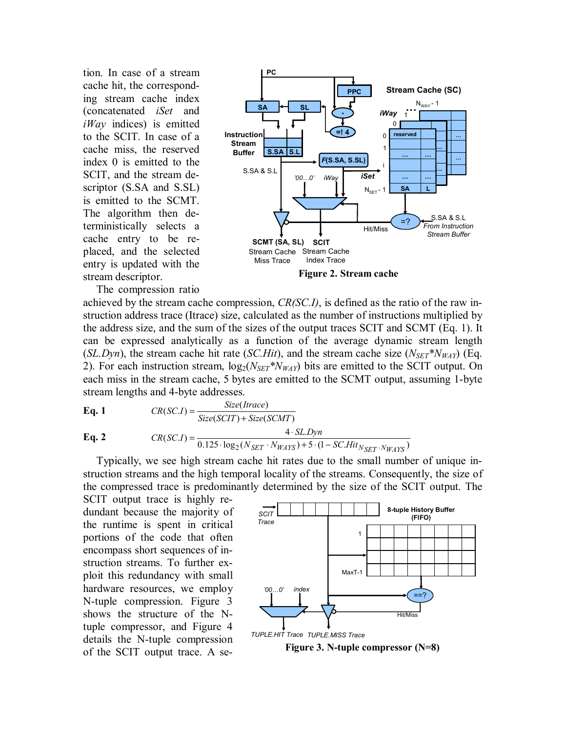tion. In case of a stream cache hit, the corresponding stream cache index (concatenated *iSet* and *iWay* indices) is emitted to the SCIT. In case of a cache miss, the reserved index 0 is emitted to the SCIT, and the stream descriptor (S.SA and S.SL) is emitted to the SCMT. The algorithm then deterministically selects a cache entry to be replaced, and the selected entry is updated with the stream descriptor.

**Figure 2. Stream cache**

The compression ratio achieved by the stream cache compression, *CR(SC.I)*, is defined as the ratio of the raw instruction address trace (Itrace) size, calculated as the number of instructions multiplied by the address size, and the sum of the sizes of the output traces SCIT and SCMT (Eq. 1). It can be expressed analytically as a function of the average dynamic stream length (*SL.Dyn*), the stream cache hit rate (*SC.Hit*), and the stream cache size ($N_{SET}*N_{WAY}$) (Eq. 2). For each instruction stream, $\log_2(N_{SET}*N_{WAY})$ bits are emitted to the SCIT output. On each miss in the stream cache, 5 bytes are emitted to the SCMT output, assuming 1-byte stream lengths and 4-byte addresses.

**Eq. 1**
$$CR(SC.I) = \frac{Size(Itrace)}{Size(SCIT) + Size(SCMT)}$$

**Eq. 2**
$$CR(SC.I) = \frac{4 \cdot SL.Dyn}{0.125 \cdot \log_2(N_{SET} \cdot N_{WAYS}) + 5 \cdot (1 - SC.Hit_{N_{SET} \cdot N_{WAYS}})}$$

Typically, we see high stream cache hit rates due to the small number of unique instruction streams and the high temporal locality of the streams. Consequently, the size of the compressed trace is predominantly determined by the size of the SCIT output. The SCIT output trace is highly redundant because the majority of the runtime is spent in critical portions of the code that often encompass short sequences of instruction streams. To further exploit this redundancy with small hardware resources, we employ N-tuple compression. Figure 3 shows the structure of the N-tuple compressor, and Figure 4 details the N-tuple compression of the SCIT output trace. A se-

**Figure 3. N-tuple compressor (N=8)**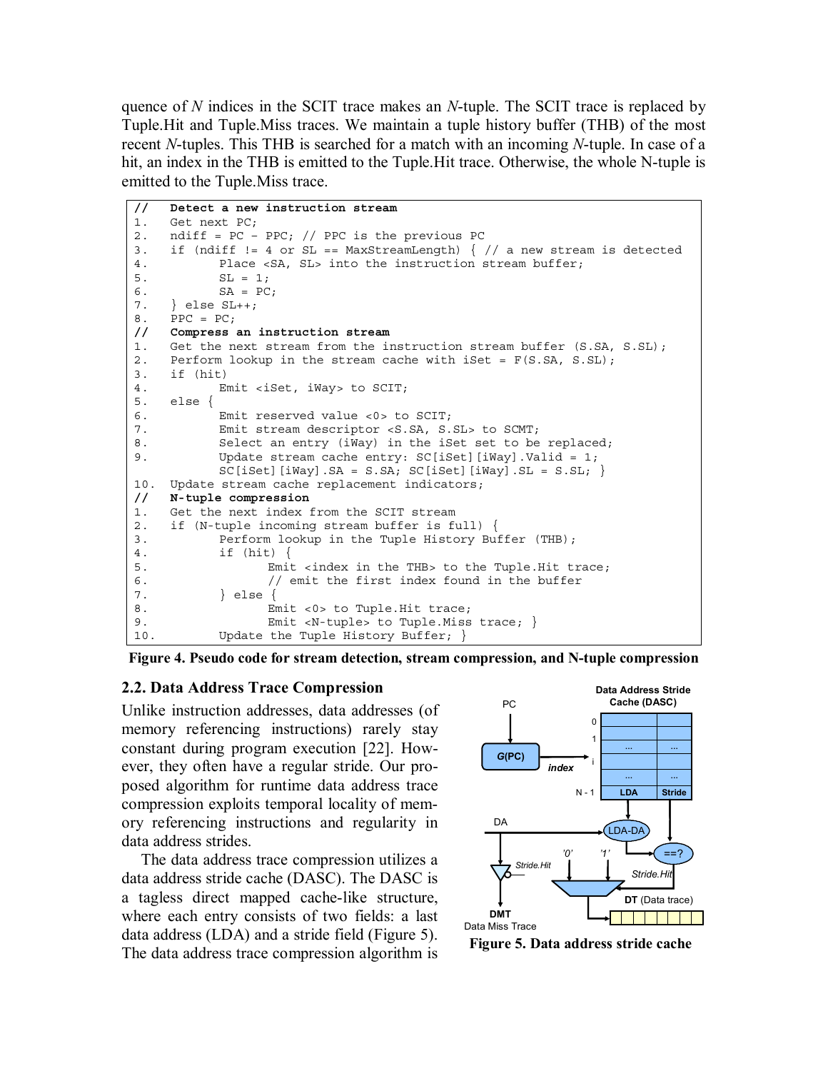quence of *N* indices in the SCIT trace makes an *N*-tuple. The SCIT trace is replaced by Tuple.Hit and Tuple.Miss traces. We maintain a tuple history buffer (THB) of the most recent *N*-tuples. This THB is searched for a match with an incoming *N*-tuple. In case of a hit, an index in the THB is emitted to the Tuple.Hit trace. Otherwise, the whole N-tuple is emitted to the Tuple.Miss trace.

```
//   Detect a new instruction stream
1.   Get next PC;
2.   ndiff = PC – PPC; // PPC is the previous PC
3.   if (ndiff != 4 or SL == MaxStreamLength) { // a new stream is detected
4.          Place <SA, SL> into the instruction stream buffer;
5.          SL = 1;
6.          SA = PC;
7.   } else SL++;
8.   PPC = PC;
//   Compress an instruction stream
1.   Get the next stream from the instruction stream buffer (S.SA, S.SL);
2.   Perform lookup in the stream cache with iSet = F(S.SA, S.SL);
3.   if (hit)
4.          Emit <iSet, iWay> to SCIT;
5.   else {
6.          Emit reserved value <0> to SCIT;
7.          Emit stream descriptor <S.SA, S.SL> to SCMT;
8.          Select an entry (iWay) in the iSet set to be replaced;
9.          Update stream cache entry: SC[iSet][iWay].Valid = 1;
            SC[iSet][iWay].SA = S.SA; SC[iSet][iWay].SL = S.SL; }
10.  Update stream cache replacement indicators;
//   N-tuple compression
1.   Get the next index from the SCIT stream
2.   if (N-tuple incoming stream buffer is full) {
3.          Perform lookup in the Tuple History Buffer (THB);
4.          if (hit) {
5.                 Emit <index in the THB> to the Tuple.Hit trace;
6.                 // emit the first index found in the buffer
7.          } else {
8.                 Emit <0> to Tuple.Hit trace;
9.                 Emit <N-tuple> to Tuple.Miss trace; }
10.         Update the Tuple History Buffer; }
```

**Figure 4. Pseudo code for stream detection, stream compression, and N-tuple compression**

## 2.2. Data Address Trace Compression

Unlike instruction addresses, data addresses (of memory referencing instructions) rarely stay constant during program execution [22]. However, they often have a regular stride. Our proposed algorithm for runtime data address trace compression exploits temporal locality of memory referencing instructions and regularity in data address strides.

The data address trace compression utilizes a data address stride cache (DASC). The DASC is a tagless direct mapped cache-like structure, where each entry consists of two fields: a last data address (LDA) and a stride field (Figure 5). The data address trace compression algorithm is

**Figure 5. Data address stride cache**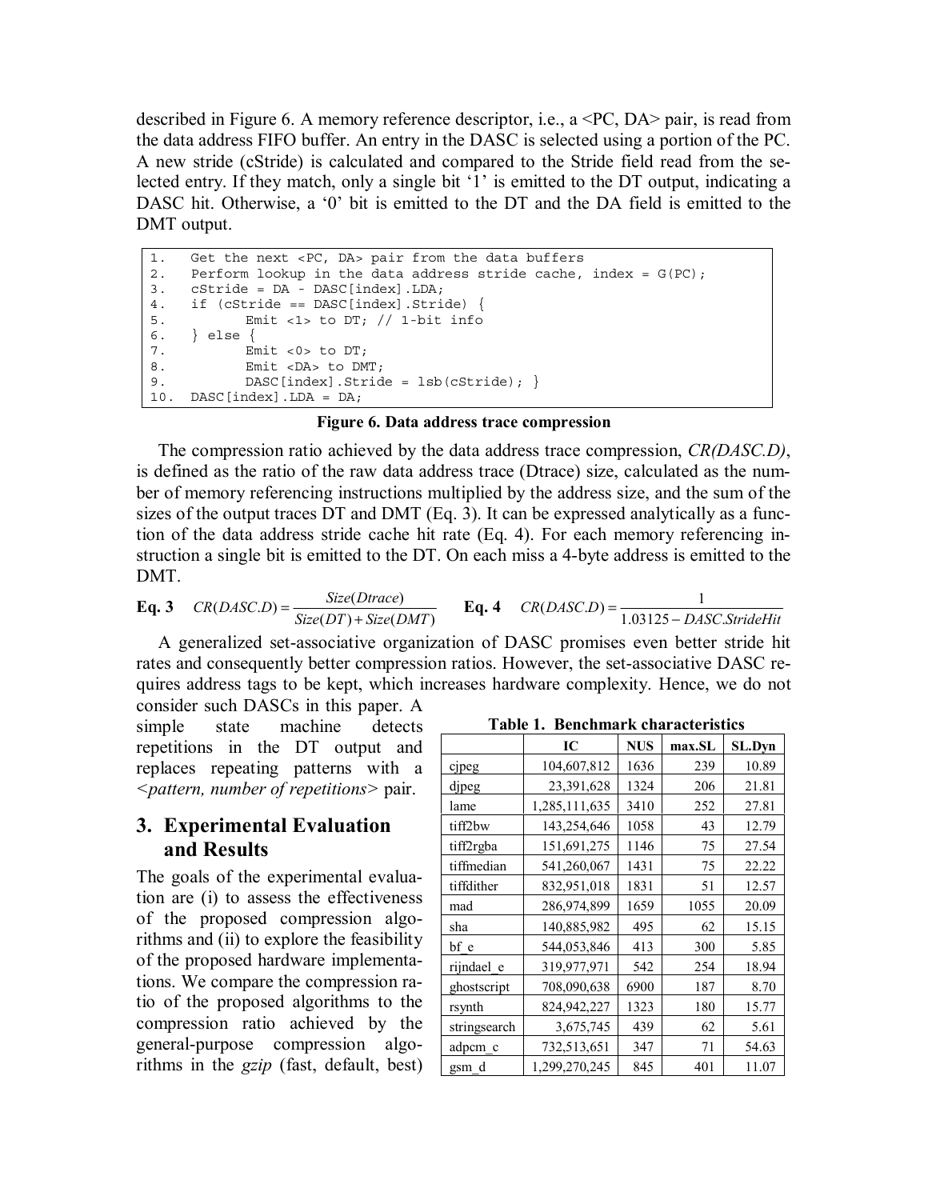described in Figure 6. A memory reference descriptor, i.e., a <PC, DA> pair, is read from the data address FIFO buffer. An entry in the DASC is selected using a portion of the PC. A new stride (cStride) is calculated and compared to the Stride field read from the selected entry. If they match, only a single bit '1' is emitted to the DT output, indicating a DASC hit. Otherwise, a '0' bit is emitted to the DT and the DA field is emitted to the DMT output.

```
1.   Get the next <PC, DA> pair from the data buffers
2.   Perform lookup in the data address stride cache, index = G(PC);
3.   cStride = DA - DASC[index].LDA;
4.   if (cStride == DASC[index].Stride) {
5.          Emit <1> to DT; // 1-bit info
6.   } else {
7.          Emit <0> to DT;
8.          Emit <DA> to DMT;
9.          DASC[index].Stride = lsb(cStride); }
10.  DASC[index].LDA = DA;
```

**Figure 6. Data address trace compression**

The compression ratio achieved by the data address trace compression, *CR(DASC.D)*, is defined as the ratio of the raw data address trace (Dtrace) size, calculated as the number of memory referencing instructions multiplied by the address size, and the sum of the sizes of the output traces DT and DMT (Eq. 3). It can be expressed analytically as a function of the data address stride cache hit rate (Eq. 4). For each memory referencing instruction a single bit is emitted to the DT. On each miss a 4-byte address is emitted to the DMT.

**Eq. 3** $$CR(DASC.D) = \frac{Size(Dtrace)}{Size(DT) + Size(DMT)}$$

**Eq. 4** $$CR(DASC.D) = \frac{1}{1.03125 - DASC.StrideHit}$$

A generalized set-associative organization of DASC promises even better stride hit rates and consequently better compression ratios. However, the set-associative DASC requires address tags to be kept, which increases hardware complexity. Hence, we do not consider such DASCs in this paper. A simple state machine detects repetitions in the DT output and replaces repeating patterns with a *<pattern, number of repetitions>* pair.

## 3. Experimental Evaluation and Results

The goals of the experimental evaluation are (i) to assess the effectiveness of the proposed compression algorithms and (ii) to explore the feasibility of the proposed hardware implementations. We compare the compression ratio of the proposed algorithms to the compression ratio achieved by the general-purpose compression algorithms in the *gzip* (fast, default, best)

**Table 1. Benchmark characteristics**

| | IC | NUS | max.SL | SL.Dyn |
|---|---|---|---|---|
| cjpeg | 104,607,812 | 1636 | 239 | 10.89 |
| djpeg | 23,391,628 | 1324 | 206 | 21.81 |
| lame | 1,285,111,635 | 3410 | 252 | 27.81 |
| tiff2bw | 143,254,646 | 1058 | 43 | 12.79 |
| tiff2rgba | 151,691,275 | 1146 | 75 | 27.54 |
| tiffmedian | 541,260,067 | 1431 | 75 | 22.22 |
| tiffdither | 832,951,018 | 1831 | 51 | 12.57 |
| mad | 286,974,899 | 1659 | 1055 | 20.09 |
| sha | 140,885,982 | 495 | 62 | 15.15 |
| bf_e | 544,053,846 | 413 | 300 | 5.85 |
| rijndael_e | 319,977,971 | 542 | 254 | 18.94 |
| ghostscript | 708,090,638 | 6900 | 187 | 8.70 |
| rsynth | 824,942,227 | 1323 | 180 | 15.77 |
| stringsearch | 3,675,745 | 439 | 62 | 5.61 |
| adpcm_c | 732,513,651 | 347 | 71 | 54.63 |
| gsm_d | 1,299,270,245 | 845 | 401 | 11.07 |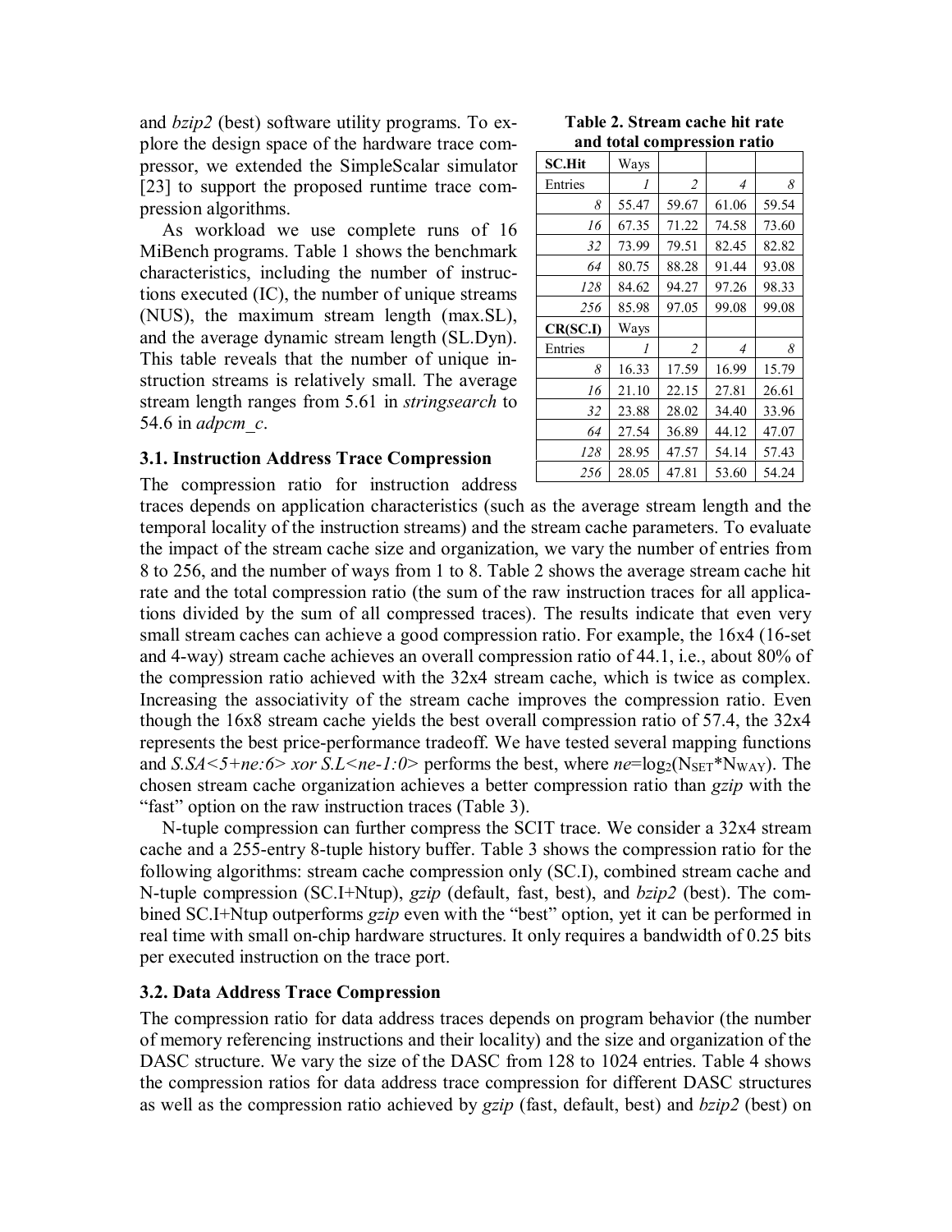and *bzip2* (best) software utility programs. To explore the design space of the hardware trace compressor, we extended the SimpleScalar simulator [23] to support the proposed runtime trace compression algorithms.

As workload we use complete runs of 16 MiBench programs. Table 1 shows the benchmark characteristics, including the number of instructions executed (IC), the number of unique streams (NUS), the maximum stream length (max.SL), and the average dynamic stream length (SL.Dyn). This table reveals that the number of unique instruction streams is relatively small. The average stream length ranges from 5.61 in *stringsearch* to 54.6 in *adpcm_c*.

**Table 2. Stream cache hit rate and total compression ratio**

| **SC.Hit** | Ways | | | |
|---|---|---|---|---|
| Entries | *1* | *2* | *4* | *8* |
| *8* | 55.47 | 59.67 | 61.06 | 59.54 |
| *16* | 67.35 | 71.22 | 74.58 | 73.60 |
| *32* | 73.99 | 79.51 | 82.45 | 82.82 |
| *64* | 80.75 | 88.28 | 91.44 | 93.08 |
| *128* | 84.62 | 94.27 | 97.26 | 98.33 |
| *256* | 85.98 | 97.05 | 99.08 | 99.08 |
| **CR(SC.I)** | Ways | | | |
| Entries | *1* | *2* | *4* | *8* |
| *8* | 16.33 | 17.59 | 16.99 | 15.79 |
| *16* | 21.10 | 22.15 | 27.81 | 26.61 |
| *32* | 23.88 | 28.02 | 34.40 | 33.96 |
| *64* | 27.54 | 36.89 | 44.12 | 47.07 |
| *128* | 28.95 | 47.57 | 54.14 | 57.43 |
| *256* | 28.05 | 47.81 | 53.60 | 54.24 |

### 3.1. Instruction Address Trace Compression

The compression ratio for instruction address traces depends on application characteristics (such as the average stream length and the temporal locality of the instruction streams) and the stream cache parameters. To evaluate the impact of the stream cache size and organization, we vary the number of entries from 8 to 256, and the number of ways from 1 to 8. Table 2 shows the average stream cache hit rate and the total compression ratio (the sum of the raw instruction traces for all applications divided by the sum of all compressed traces). The results indicate that even very small stream caches can achieve a good compression ratio. For example, the 16x4 (16-set and 4-way) stream cache achieves an overall compression ratio of 44.1, i.e., about 80% of the compression ratio achieved with the 32x4 stream cache, which is twice as complex. Increasing the associativity of the stream cache improves the compression ratio. Even though the 16x8 stream cache yields the best overall compression ratio of 57.4, the 32x4 represents the best price-performance tradeoff. We have tested several mapping functions and *S.SA<5+ne:6> xor S.L<ne-1:0>* performs the best, where $ne=\log_2(N_{SET}*N_{WAY})$. The chosen stream cache organization achieves a better compression ratio than *gzip* with the "fast" option on the raw instruction traces (Table 3).

N-tuple compression can further compress the SCIT trace. We consider a 32x4 stream cache and a 255-entry 8-tuple history buffer. Table 3 shows the compression ratio for the following algorithms: stream cache compression only (SC.I), combined stream cache and N-tuple compression (SC.I+Ntup), *gzip* (default, fast, best), and *bzip2* (best). The combined SC.I+Ntup outperforms *gzip* even with the "best" option, yet it can be performed in real time with small on-chip hardware structures. It only requires a bandwidth of 0.25 bits per executed instruction on the trace port.

### 3.2. Data Address Trace Compression

The compression ratio for data address traces depends on program behavior (the number of memory referencing instructions and their locality) and the size and organization of the DASC structure. We vary the size of the DASC from 128 to 1024 entries. Table 4 shows the compression ratios for data address trace compression for different DASC structures as well as the compression ratio achieved by *gzip* (fast, default, best) and *bzip2* (best) on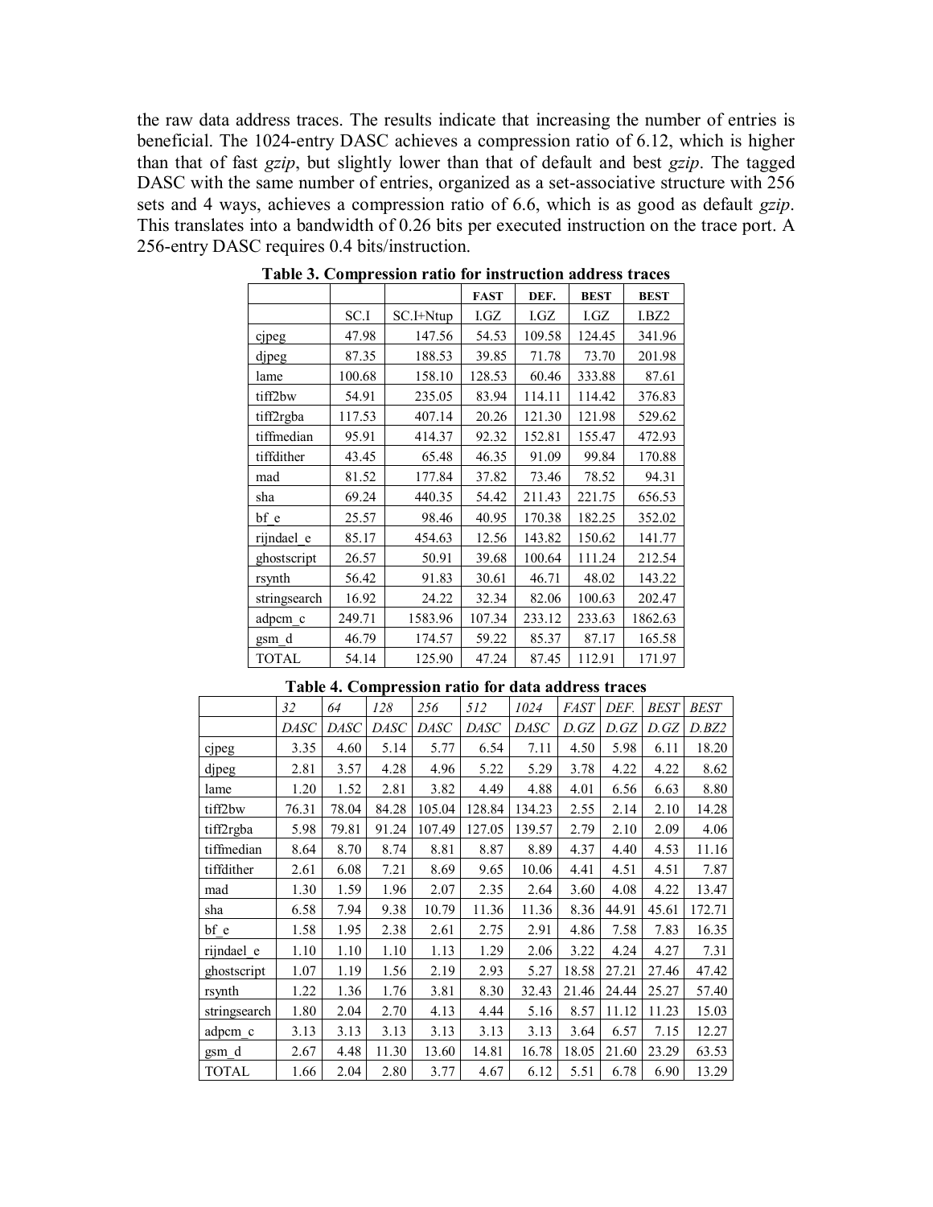the raw data address traces. The results indicate that increasing the number of entries is beneficial. The 1024-entry DASC achieves a compression ratio of 6.12, which is higher than that of fast *gzip*, but slightly lower than that of default and best *gzip*. The tagged DASC with the same number of entries, organized as a set-associative structure with 256 sets and 4 ways, achieves a compression ratio of 6.6, which is as good as default *gzip*. This translates into a bandwidth of 0.26 bits per executed instruction on the trace port. A 256-entry DASC requires 0.4 bits/instruction.

**Table 3. Compression ratio for instruction address traces**

| | | | FAST | DEF. | BEST | BEST |
|---|---|---|---|---|---|---|
| | SC.I | SC.I+Ntup | I.GZ | I.GZ | I.GZ | I.BZ2 |
| cjpeg | 47.98 | 147.56 | 54.53 | 109.58 | 124.45 | 341.96 |
| djpeg | 87.35 | 188.53 | 39.85 | 71.78 | 73.70 | 201.98 |
| lame | 100.68 | 158.10 | 128.53 | 60.46 | 333.88 | 87.61 |
| tiff2bw | 54.91 | 235.05 | 83.94 | 114.11 | 114.42 | 376.83 |
| tiff2rgba | 117.53 | 407.14 | 20.26 | 121.30 | 121.98 | 529.62 |
| tiffmedian | 95.91 | 414.37 | 92.32 | 152.81 | 155.47 | 472.93 |
| tiffdither | 43.45 | 65.48 | 46.35 | 91.09 | 99.84 | 170.88 |
| mad | 81.52 | 177.84 | 37.82 | 73.46 | 78.52 | 94.31 |
| sha | 69.24 | 440.35 | 54.42 | 211.43 | 221.75 | 656.53 |
| bf_e | 25.57 | 98.46 | 40.95 | 170.38 | 182.25 | 352.02 |
| rijndael_e | 85.17 | 454.63 | 12.56 | 143.82 | 150.62 | 141.77 |
| ghostscript | 26.57 | 50.91 | 39.68 | 100.64 | 111.24 | 212.54 |
| rsynth | 56.42 | 91.83 | 30.61 | 46.71 | 48.02 | 143.22 |
| stringsearch | 16.92 | 24.22 | 32.34 | 82.06 | 100.63 | 202.47 |
| adpcm_c | 249.71 | 1583.96 | 107.34 | 233.12 | 233.63 | 1862.63 |
| gsm_d | 46.79 | 174.57 | 59.22 | 85.37 | 87.17 | 165.58 |
| TOTAL | 54.14 | 125.90 | 47.24 | 87.45 | 112.91 | 171.97 |

**Table 4. Compression ratio for data address traces**

| | *32* | *64* | *128* | *256* | *512* | *1024* | *FAST* | *DEF.* | *BEST* | *BEST* |
|---|---|---|---|---|---|---|---|---|---|---|
| | *DASC* | *DASC* | *DASC* | *DASC* | *DASC* | *DASC* | *D.GZ* | *D.GZ* | *D.GZ* | *D.BZ2* |
| cjpeg | 3.35 | 4.60 | 5.14 | 5.77 | 6.54 | 7.11 | 4.50 | 5.98 | 6.11 | 18.20 |
| djpeg | 2.81 | 3.57 | 4.28 | 4.96 | 5.22 | 5.29 | 3.78 | 4.22 | 4.22 | 8.62 |
| lame | 1.20 | 1.52 | 2.81 | 3.82 | 4.49 | 4.88 | 4.01 | 6.56 | 6.63 | 8.80 |
| tiff2bw | 76.31 | 78.04 | 84.28 | 105.04 | 128.84 | 134.23 | 2.55 | 2.14 | 2.10 | 14.28 |
| tiff2rgba | 5.98 | 79.81 | 91.24 | 107.49 | 127.05 | 139.57 | 2.79 | 2.10 | 2.09 | 4.06 |
| tiffmedian | 8.64 | 8.70 | 8.74 | 8.81 | 8.87 | 8.89 | 4.37 | 4.40 | 4.53 | 11.16 |
| tiffdither | 2.61 | 6.08 | 7.21 | 8.69 | 9.65 | 10.06 | 4.41 | 4.51 | 4.51 | 7.87 |
| mad | 1.30 | 1.59 | 1.96 | 2.07 | 2.35 | 2.64 | 3.60 | 4.08 | 4.22 | 13.47 |
| sha | 6.58 | 7.94 | 9.38 | 10.79 | 11.36 | 11.36 | 8.36 | 44.91 | 45.61 | 172.71 |
| bf_e | 1.58 | 1.95 | 2.38 | 2.61 | 2.75 | 2.91 | 4.86 | 7.58 | 7.83 | 16.35 |
| rijndael_e | 1.10 | 1.10 | 1.10 | 1.13 | 1.29 | 2.06 | 3.22 | 4.24 | 4.27 | 7.31 |
| ghostscript | 1.07 | 1.19 | 1.56 | 2.19 | 2.93 | 5.27 | 18.58 | 27.21 | 27.46 | 47.42 |
| rsynth | 1.22 | 1.36 | 1.76 | 3.81 | 8.30 | 32.43 | 21.46 | 24.44 | 25.27 | 57.40 |
| stringsearch | 1.80 | 2.04 | 2.70 | 4.13 | 4.44 | 5.16 | 8.57 | 11.12 | 11.23 | 15.03 |
| adpcm_c | 3.13 | 3.13 | 3.13 | 3.13 | 3.13 | 3.13 | 3.64 | 6.57 | 7.15 | 12.27 |
| gsm_d | 2.67 | 4.48 | 11.30 | 13.60 | 14.81 | 16.78 | 18.05 | 21.60 | 23.29 | 63.53 |
| TOTAL | 1.66 | 2.04 | 2.80 | 3.77 | 4.67 | 6.12 | 5.51 | 6.78 | 6.90 | 13.29 |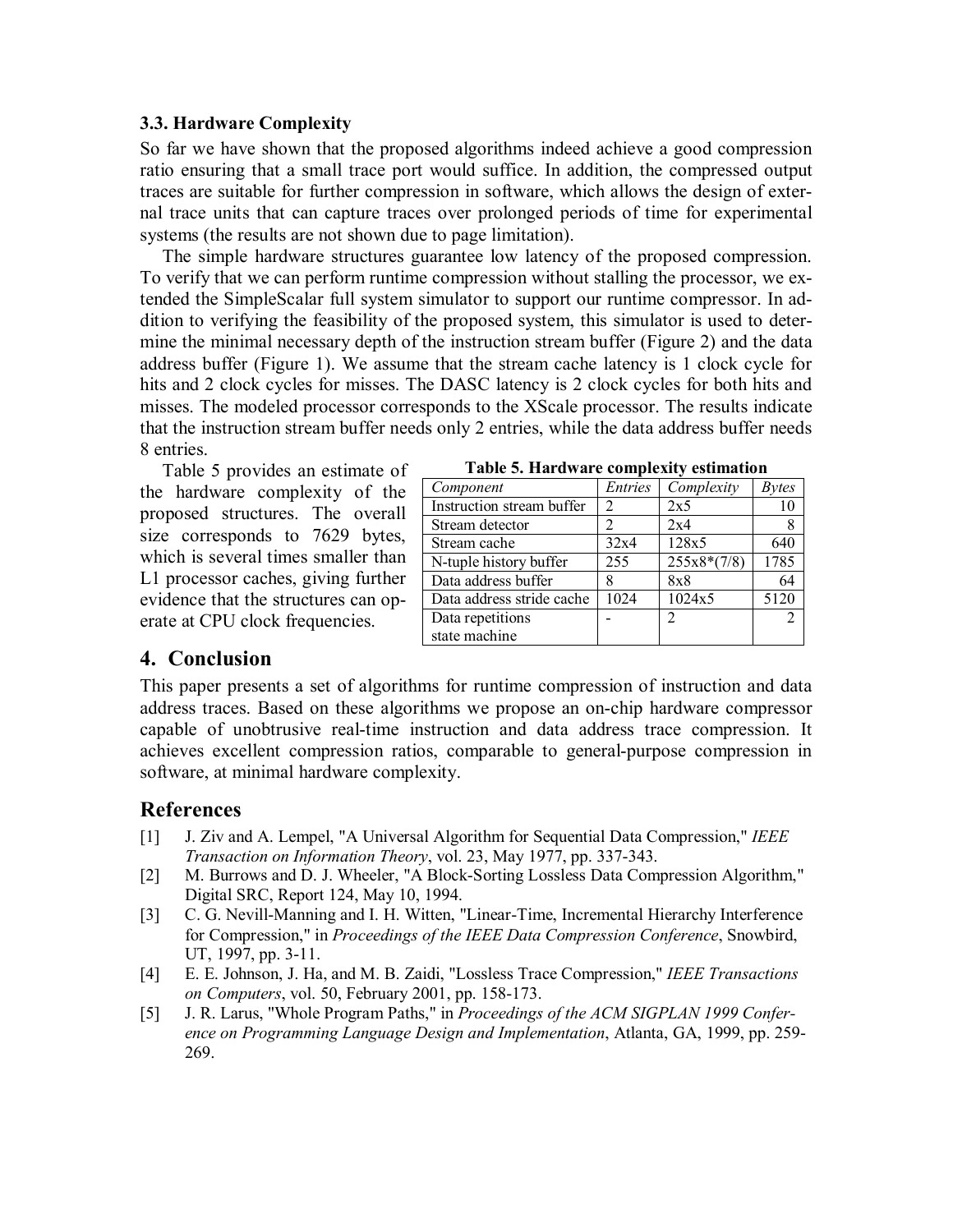### 3.3. Hardware Complexity

So far we have shown that the proposed algorithms indeed achieve a good compression ratio ensuring that a small trace port would suffice. In addition, the compressed output traces are suitable for further compression in software, which allows the design of external trace units that can capture traces over prolonged periods of time for experimental systems (the results are not shown due to page limitation).

The simple hardware structures guarantee low latency of the proposed compression. To verify that we can perform runtime compression without stalling the processor, we extended the SimpleScalar full system simulator to support our runtime compressor. In addition to verifying the feasibility of the proposed system, this simulator is used to determine the minimal necessary depth of the instruction stream buffer (Figure 2) and the data address buffer (Figure 1). We assume that the stream cache latency is 1 clock cycle for hits and 2 clock cycles for misses. The DASC latency is 2 clock cycles for both hits and misses. The modeled processor corresponds to the XScale processor. The results indicate that the instruction stream buffer needs only 2 entries, while the data address buffer needs 8 entries.

Table 5 provides an estimate of the hardware complexity of the proposed structures. The overall size corresponds to 7629 bytes, which is several times smaller than L1 processor caches, giving further evidence that the structures can operate at CPU clock frequencies.

**Table 5. Hardware complexity estimation**

| *Component* | *Entries* | *Complexity* | *Bytes* |
|---|---|---|---|
| Instruction stream buffer | 2 | 2x5 | 10 |
| Stream detector | 2 | 2x4 | 8 |
| Stream cache | 32x4 | 128x5 | 640 |
| N-tuple history buffer | 255 | 255x8*(7/8) | 1785 |
| Data address buffer | 8 | 8x8 | 64 |
| Data address stride cache | 1024 | 1024x5 | 5120 |
| Data repetitions state machine | - | 2 | 2 |

## 4. Conclusion

This paper presents a set of algorithms for runtime compression of instruction and data address traces. Based on these algorithms we propose an on-chip hardware compressor capable of unobtrusive real-time instruction and data address trace compression. It achieves excellent compression ratios, comparable to general-purpose compression in software, at minimal hardware complexity.

## References

[1] J. Ziv and A. Lempel, "A Universal Algorithm for Sequential Data Compression," *IEEE Transaction on Information Theory*, vol. 23, May 1977, pp. 337-343.

[2] M. Burrows and D. J. Wheeler, "A Block-Sorting Lossless Data Compression Algorithm," Digital SRC, Report 124, May 10, 1994.

[3] C. G. Nevill-Manning and I. H. Witten, "Linear-Time, Incremental Hierarchy Interference for Compression," in *Proceedings of the IEEE Data Compression Conference*, Snowbird, UT, 1997, pp. 3-11.

[4] E. E. Johnson, J. Ha, and M. B. Zaidi, "Lossless Trace Compression," *IEEE Transactions on Computers*, vol. 50, February 2001, pp. 158-173.

[5] J. R. Larus, "Whole Program Paths," in *Proceedings of the ACM SIGPLAN 1999 Conference on Programming Language Design and Implementation*, Atlanta, GA, 1999, pp. 259-269.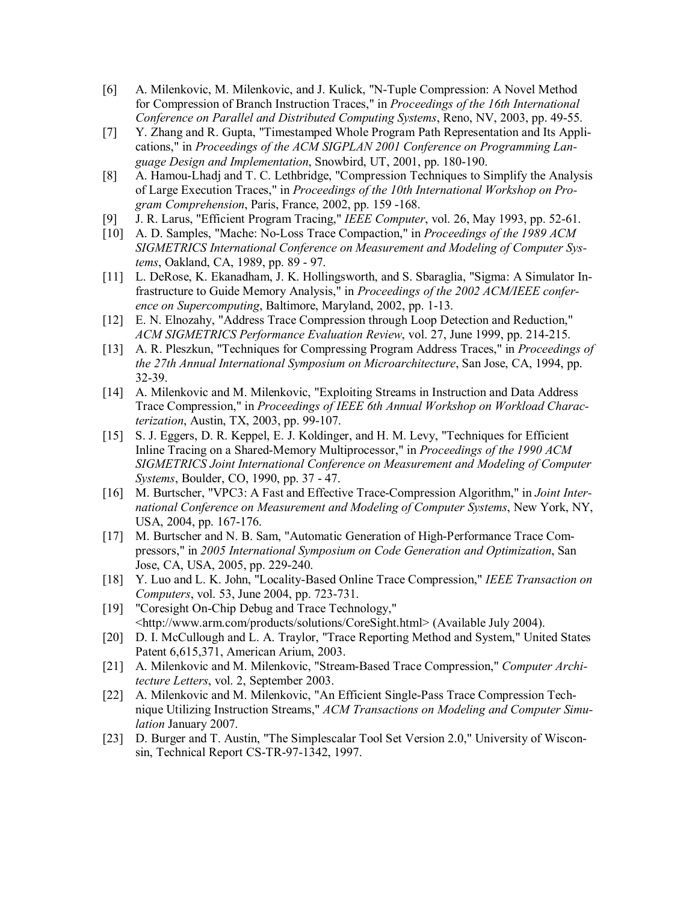[6] A. Milenkovic, M. Milenkovic, and J. Kulick, "N-Tuple Compression: A Novel Method for Compression of Branch Instruction Traces," in *Proceedings of the 16th International Conference on Parallel and Distributed Computing Systems*, Reno, NV, 2003, pp. 49-55.

[7] Y. Zhang and R. Gupta, "Timestamped Whole Program Path Representation and Its Applications," in *Proceedings of the ACM SIGPLAN 2001 Conference on Programming Language Design and Implementation*, Snowbird, UT, 2001, pp. 180-190.

[8] A. Hamou-Lhadj and T. C. Lethbridge, "Compression Techniques to Simplify the Analysis of Large Execution Traces," in *Proceedings of the 10th International Workshop on Program Comprehension*, Paris, France, 2002, pp. 159 -168.

[9] J. R. Larus, "Efficient Program Tracing," *IEEE Computer*, vol. 26, May 1993, pp. 52-61.

[10] A. D. Samples, "Mache: No-Loss Trace Compaction," in *Proceedings of the 1989 ACM SIGMETRICS International Conference on Measurement and Modeling of Computer Systems*, Oakland, CA, 1989, pp. 89 - 97.

[11] L. DeRose, K. Ekanadham, J. K. Hollingsworth, and S. Sbaraglia, "Sigma: A Simulator Infrastructure to Guide Memory Analysis," in *Proceedings of the 2002 ACM/IEEE conference on Supercomputing*, Baltimore, Maryland, 2002, pp. 1-13.

[12] E. N. Elnozahy, "Address Trace Compression through Loop Detection and Reduction," *ACM SIGMETRICS Performance Evaluation Review*, vol. 27, June 1999, pp. 214-215.

[13] A. R. Pleszkun, "Techniques for Compressing Program Address Traces," in *Proceedings of the 27th Annual International Symposium on Microarchitecture*, San Jose, CA, 1994, pp. 32-39.

[14] A. Milenkovic and M. Milenkovic, "Exploiting Streams in Instruction and Data Address Trace Compression," in *Proceedings of IEEE 6th Annual Workshop on Workload Characterization*, Austin, TX, 2003, pp. 99-107.

[15] S. J. Eggers, D. R. Keppel, E. J. Koldinger, and H. M. Levy, "Techniques for Efficient Inline Tracing on a Shared-Memory Multiprocessor," in *Proceedings of the 1990 ACM SIGMETRICS Joint International Conference on Measurement and Modeling of Computer Systems*, Boulder, CO, 1990, pp. 37 - 47.

[16] M. Burtscher, "VPC3: A Fast and Effective Trace-Compression Algorithm," in *Joint International Conference on Measurement and Modeling of Computer Systems*, New York, NY, USA, 2004, pp. 167-176.

[17] M. Burtscher and N. B. Sam, "Automatic Generation of High-Performance Trace Compressors," in *2005 International Symposium on Code Generation and Optimization*, San Jose, CA, USA, 2005, pp. 229-240.

[18] Y. Luo and L. K. John, "Locality-Based Online Trace Compression," *IEEE Transaction on Computers*, vol. 53, June 2004, pp. 723-731.

[19] "Coresight On-Chip Debug and Trace Technology," <http://www.arm.com/products/solutions/CoreSight.html> (Available July 2004).

[20] D. I. McCullough and L. A. Traylor, "Trace Reporting Method and System," United States Patent 6,615,371, American Arium, 2003.

[21] A. Milenkovic and M. Milenkovic, "Stream-Based Trace Compression," *Computer Architecture Letters*, vol. 2, September 2003.

[22] A. Milenkovic and M. Milenkovic, "An Efficient Single-Pass Trace Compression Technique Utilizing Instruction Streams," *ACM Transactions on Modeling and Computer Simulation* January 2007.

[23] D. Burger and T. Austin, "The Simplescalar Tool Set Version 2.0," University of Wisconsin, Technical Report CS-TR-97-1342, 1997.